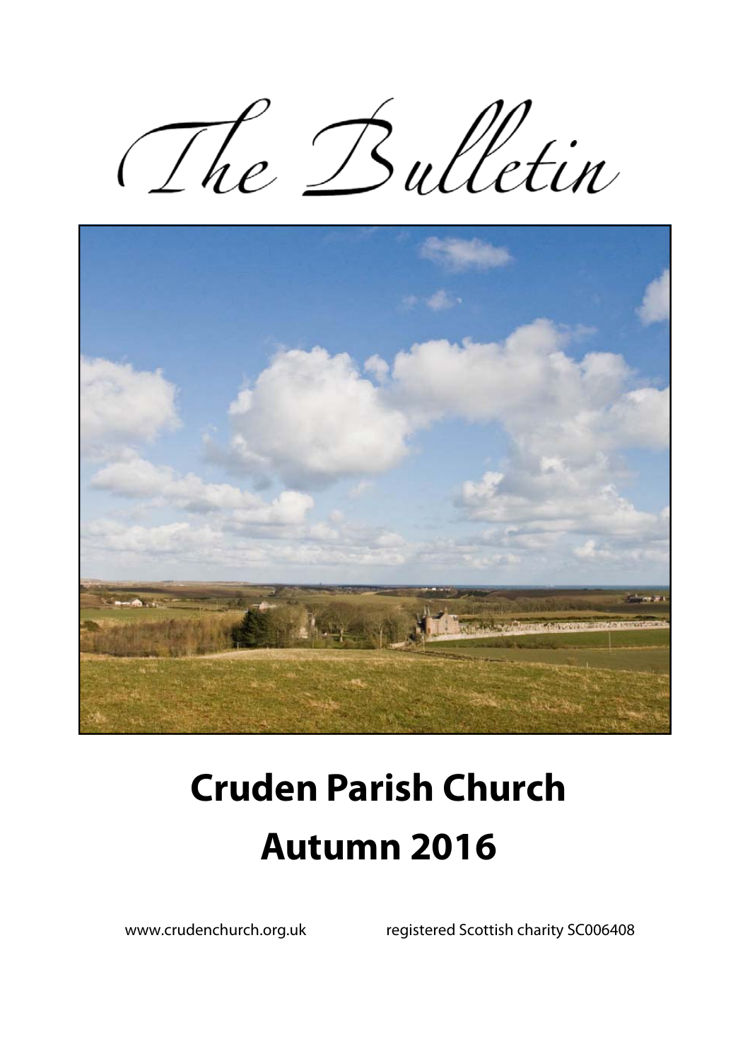# The Bulletin

# Cruden Parish Church

# Autumn 2016

www.crudenchurch.org.uk

registered Scottish charity SC006408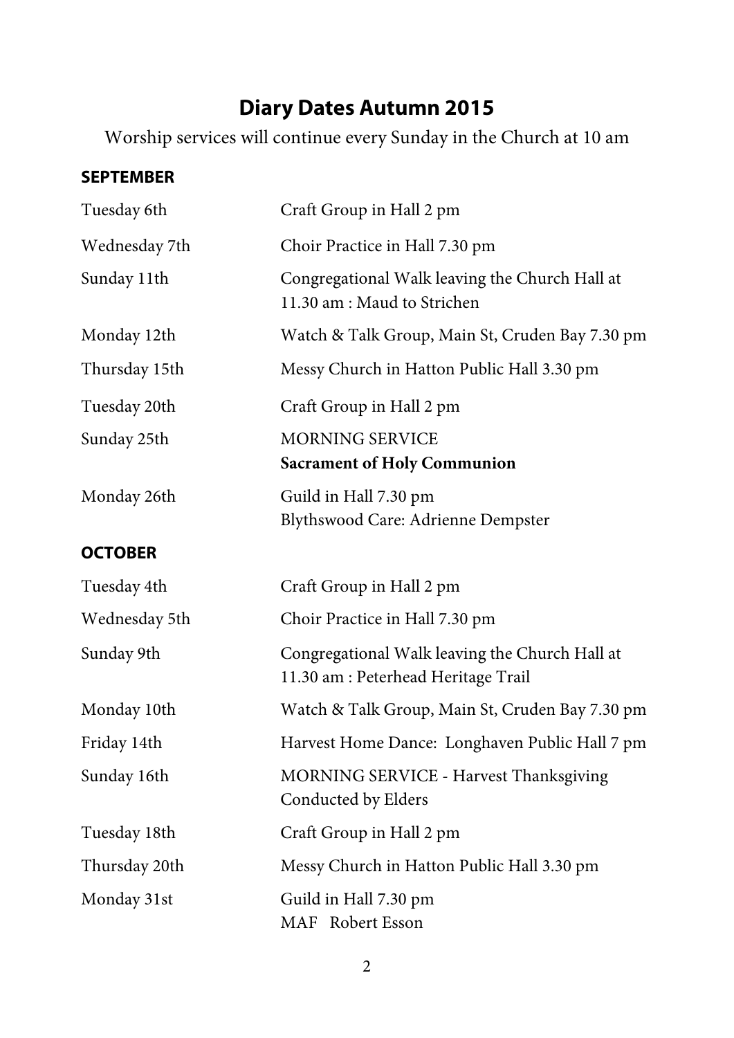# Diary Dates Autumn 2015

Worship services will continue every Sunday in the Church at 10 am

**SEPTEMBER**

| | |
|---|---|
| Tuesday 6th | Craft Group in Hall 2 pm |
| Wednesday 7th | Choir Practice in Hall 7.30 pm |
| Sunday 11th | Congregational Walk leaving the Church Hall at 11.30 am : Maud to Strichen |
| Monday 12th | Watch & Talk Group, Main St, Cruden Bay 7.30 pm |
| Thursday 15th | Messy Church in Hatton Public Hall 3.30 pm |
| Tuesday 20th | Craft Group in Hall 2 pm |
| Sunday 25th | MORNING SERVICE **Sacrament of Holy Communion** |
| Monday 26th | Guild in Hall 7.30 pm Blythswood Care: Adrienne Dempster |

**OCTOBER**

| | |
|---|---|
| Tuesday 4th | Craft Group in Hall 2 pm |
| Wednesday 5th | Choir Practice in Hall 7.30 pm |
| Sunday 9th | Congregational Walk leaving the Church Hall at 11.30 am : Peterhead Heritage Trail |
| Monday 10th | Watch & Talk Group, Main St, Cruden Bay 7.30 pm |
| Friday 14th | Harvest Home Dance: Longhaven Public Hall 7 pm |
| Sunday 16th | MORNING SERVICE - Harvest Thanksgiving Conducted by Elders |
| Tuesday 18th | Craft Group in Hall 2 pm |
| Thursday 20th | Messy Church in Hatton Public Hall 3.30 pm |
| Monday 31st | Guild in Hall 7.30 pm MAF Robert Esson |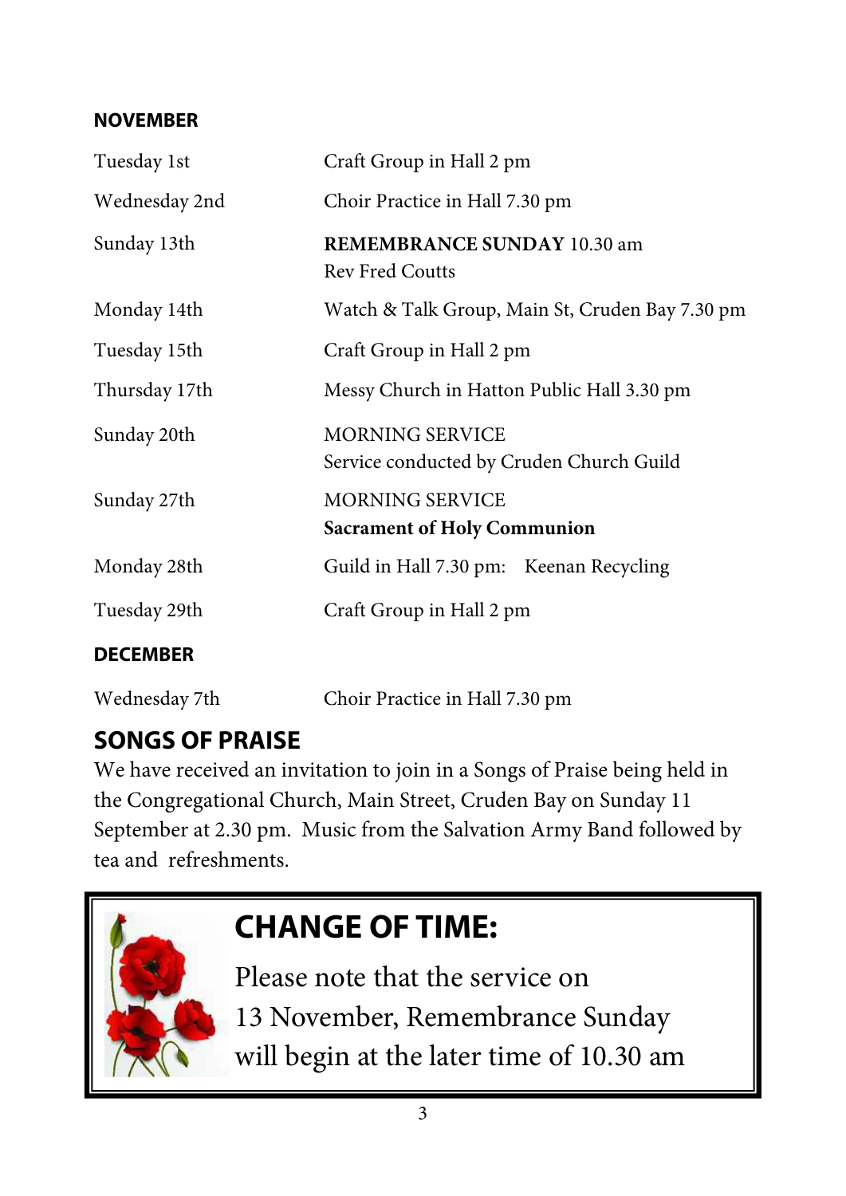**NOVEMBER**

| | |
|---|---|
| Tuesday 1st | Craft Group in Hall 2 pm |
| Wednesday 2nd | Choir Practice in Hall 7.30 pm |
| Sunday 13th | **REMEMBRANCE SUNDAY** 10.30 am<br>Rev Fred Coutts |
| Monday 14th | Watch & Talk Group, Main St, Cruden Bay 7.30 pm |
| Tuesday 15th | Craft Group in Hall 2 pm |
| Thursday 17th | Messy Church in Hatton Public Hall 3.30 pm |
| Sunday 20th | MORNING SERVICE<br>Service conducted by Cruden Church Guild |
| Sunday 27th | MORNING SERVICE<br>**Sacrament of Holy Communion** |
| Monday 28th | Guild in Hall 7.30 pm: Keenan Recycling |
| Tuesday 29th | Craft Group in Hall 2 pm |

**DECEMBER**

| | |
|---|---|
| Wednesday 7th | Choir Practice in Hall 7.30 pm |

## SONGS OF PRAISE

We have received an invitation to join in a Songs of Praise being held in the Congregational Church, Main Street, Cruden Bay on Sunday 11 September at 2.30 pm. Music from the Salvation Army Band followed by tea and refreshments.

## CHANGE OF TIME:

Please note that the service on 13 November, Remembrance Sunday will begin at the later time of 10.30 am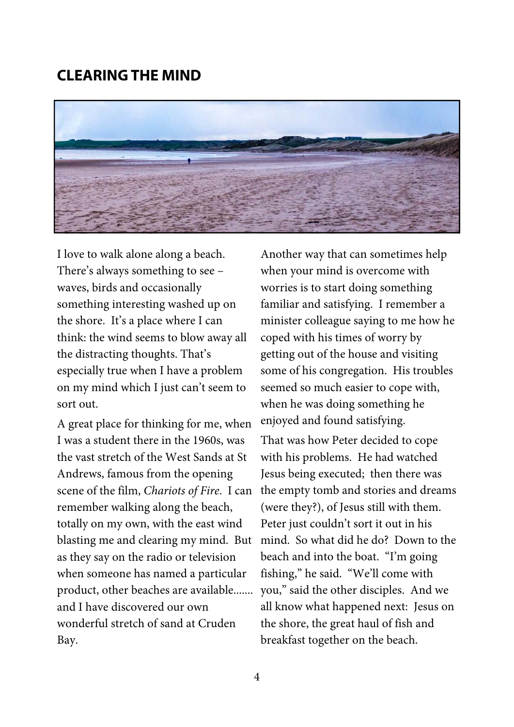## CLEARING THE MIND

I love to walk alone along a beach. There's always something to see – waves, birds and occasionally something interesting washed up on the shore. It's a place where I can think: the wind seems to blow away all the distracting thoughts. That's especially true when I have a problem on my mind which I just can't seem to sort out.

A great place for thinking for me, when I was a student there in the 1960s, was the vast stretch of the West Sands at St Andrews, famous from the opening scene of the film, *Chariots of Fire*. I can remember walking along the beach, totally on my own, with the east wind blasting me and clearing my mind. But as they say on the radio or television when someone has named a particular product, other beaches are available....... and I have discovered our own wonderful stretch of sand at Cruden Bay.

Another way that can sometimes help when your mind is overcome with worries is to start doing something familiar and satisfying. I remember a minister colleague saying to me how he coped with his times of worry by getting out of the house and visiting some of his congregation. His troubles seemed so much easier to cope with, when he was doing something he enjoyed and found satisfying.

That was how Peter decided to cope with his problems. He had watched Jesus being executed; then there was the empty tomb and stories and dreams (were they?), of Jesus still with them. Peter just couldn't sort it out in his mind. So what did he do? Down to the beach and into the boat. "I'm going fishing," he said. "We'll come with you," said the other disciples. And we all know what happened next: Jesus on the shore, the great haul of fish and breakfast together on the beach.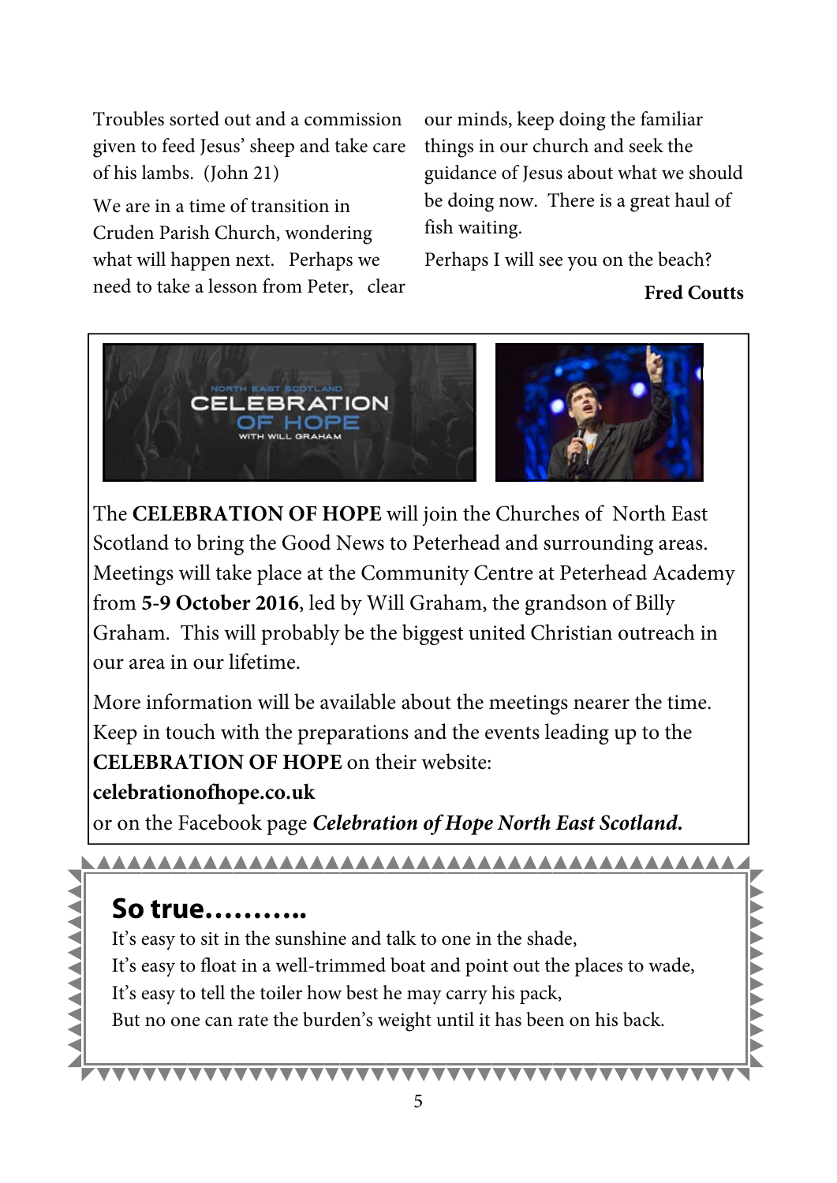Troubles sorted out and a commission given to feed Jesus' sheep and take care of his lambs. (John 21)

We are in a time of transition in Cruden Parish Church, wondering what will happen next. Perhaps we need to take a lesson from Peter, clear our minds, keep doing the familiar things in our church and seek the guidance of Jesus about what we should be doing now. There is a great haul of fish waiting.

Perhaps I will see you on the beach?

**Fred Coutts**

The **CELEBRATION OF HOPE** will join the Churches of North East Scotland to bring the Good News to Peterhead and surrounding areas. Meetings will take place at the Community Centre at Peterhead Academy from **5-9 October 2016**, led by Will Graham, the grandson of Billy Graham. This will probably be the biggest united Christian outreach in our area in our lifetime.

More information will be available about the meetings nearer the time. Keep in touch with the preparations and the events leading up to the **CELEBRATION OF HOPE** on their website:

**celebrationofhope.co.uk**

or on the Facebook page ***Celebration of Hope North East Scotland.***

## So true..........

It's easy to sit in the sunshine and talk to one in the shade,
It's easy to float in a well-trimmed boat and point out the places to wade,
It's easy to tell the toiler how best he may carry his pack,
But no one can rate the burden's weight until it has been on his back.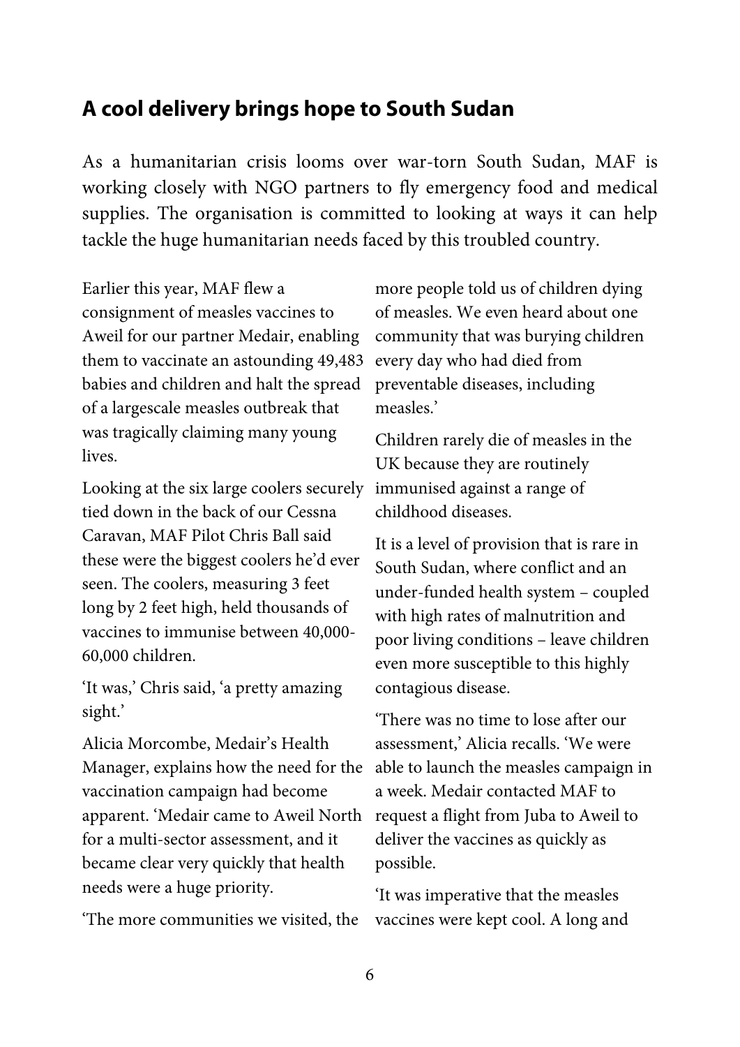## A cool delivery brings hope to South Sudan

As a humanitarian crisis looms over war-torn South Sudan, MAF is working closely with NGO partners to fly emergency food and medical supplies. The organisation is committed to looking at ways it can help tackle the huge humanitarian needs faced by this troubled country.

Earlier this year, MAF flew a consignment of measles vaccines to Aweil for our partner Medair, enabling them to vaccinate an astounding 49,483 babies and children and halt the spread of a largescale measles outbreak that was tragically claiming many young lives.

Looking at the six large coolers securely tied down in the back of our Cessna Caravan, MAF Pilot Chris Ball said these were the biggest coolers he'd ever seen. The coolers, measuring 3 feet long by 2 feet high, held thousands of vaccines to immunise between 40,000-60,000 children.

'It was,' Chris said, 'a pretty amazing sight.'

Alicia Morcombe, Medair's Health Manager, explains how the need for the vaccination campaign had become apparent. 'Medair came to Aweil North for a multi-sector assessment, and it became clear very quickly that health needs were a huge priority.

'The more communities we visited, the more people told us of children dying of measles. We even heard about one community that was burying children every day who had died from preventable diseases, including measles.'

Children rarely die of measles in the UK because they are routinely immunised against a range of childhood diseases.

It is a level of provision that is rare in South Sudan, where conflict and an under-funded health system – coupled with high rates of malnutrition and poor living conditions – leave children even more susceptible to this highly contagious disease.

'There was no time to lose after our assessment,' Alicia recalls. 'We were able to launch the measles campaign in a week. Medair contacted MAF to request a flight from Juba to Aweil to deliver the vaccines as quickly as possible.

'It was imperative that the measles vaccines were kept cool. A long and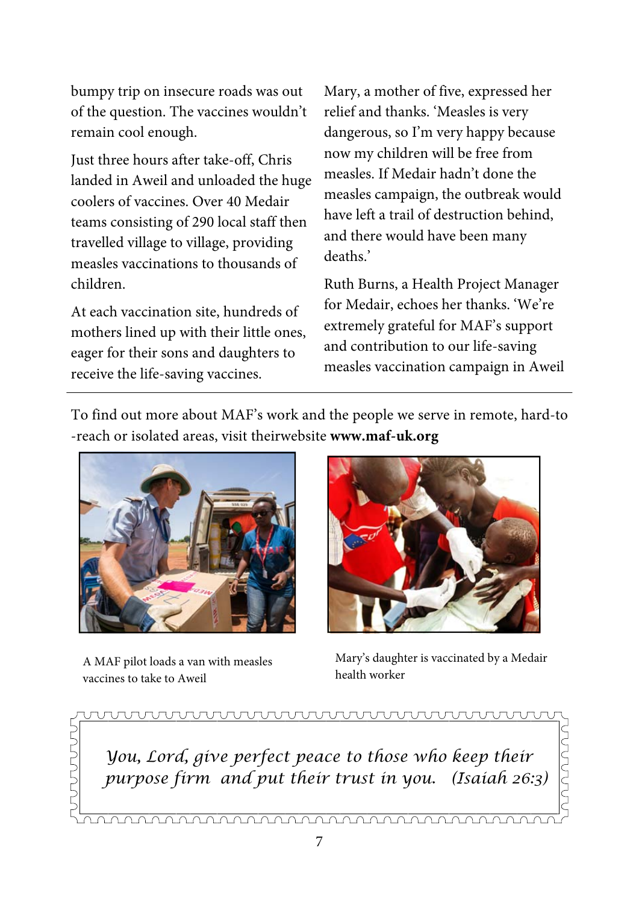bumpy trip on insecure roads was out of the question. The vaccines wouldn't remain cool enough.

Just three hours after take-off, Chris landed in Aweil and unloaded the huge coolers of vaccines. Over 40 Medair teams consisting of 290 local staff then travelled village to village, providing measles vaccinations to thousands of children.

At each vaccination site, hundreds of mothers lined up with their little ones, eager for their sons and daughters to receive the life-saving vaccines.

Mary, a mother of five, expressed her relief and thanks. 'Measles is very dangerous, so I'm very happy because now my children will be free from measles. If Medair hadn't done the measles campaign, the outbreak would have left a trail of destruction behind, and there would have been many deaths.'

Ruth Burns, a Health Project Manager for Medair, echoes her thanks. 'We're extremely grateful for MAF's support and contribution to our life-saving measles vaccination campaign in Aweil

---

To find out more about MAF's work and the people we serve in remote, hard-to -reach or isolated areas, visit theirwebsite **www.maf-uk.org**

A MAF pilot loads a van with measles vaccines to take to Aweil

Mary's daughter is vaccinated by a Medair health worker

*You, Lord, give perfect peace to those who keep their purpose firm and put their trust in you. (Isaiah 26:3)*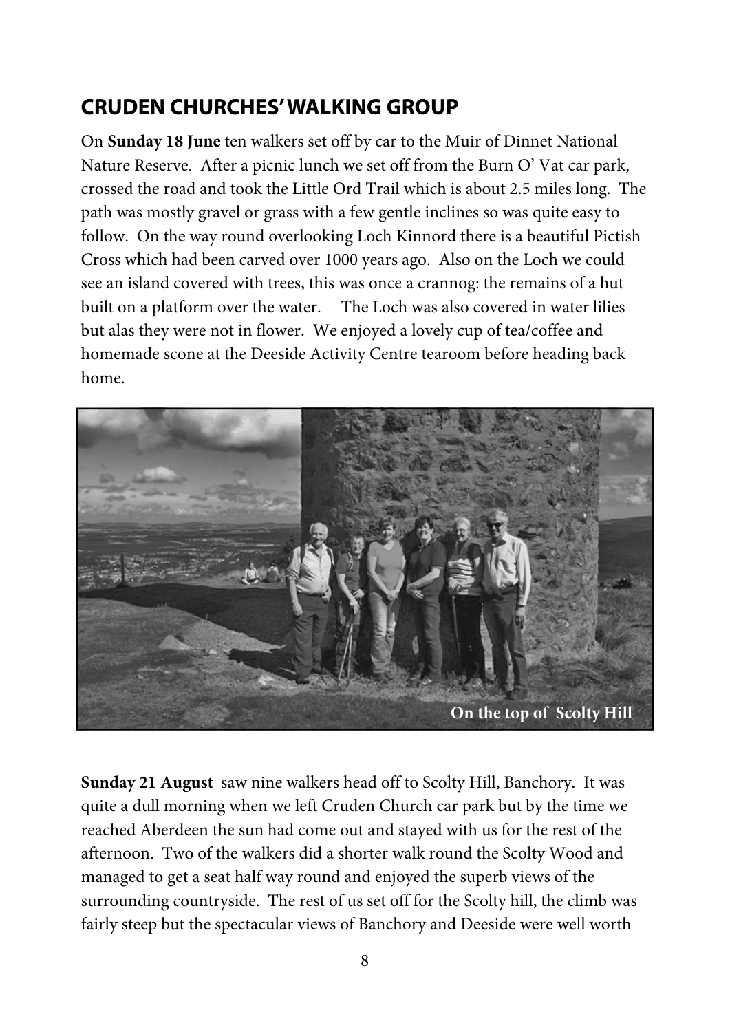## CRUDEN CHURCHES' WALKING GROUP

On **Sunday 18 June** ten walkers set off by car to the Muir of Dinnet National Nature Reserve. After a picnic lunch we set off from the Burn O' Vat car park, crossed the road and took the Little Ord Trail which is about 2.5 miles long. The path was mostly gravel or grass with a few gentle inclines so was quite easy to follow. On the way round overlooking Loch Kinnord there is a beautiful Pictish Cross which had been carved over 1000 years ago. Also on the Loch we could see an island covered with trees, this was once a crannog: the remains of a hut built on a platform over the water. The Loch was also covered in water lilies but alas they were not in flower. We enjoyed a lovely cup of tea/coffee and homemade scone at the Deeside Activity Centre tearoom before heading back home.

**On the top of Scolty Hill**

**Sunday 21 August** saw nine walkers head off to Scolty Hill, Banchory. It was quite a dull morning when we left Cruden Church car park but by the time we reached Aberdeen the sun had come out and stayed with us for the rest of the afternoon. Two of the walkers did a shorter walk round the Scolty Wood and managed to get a seat half way round and enjoyed the superb views of the surrounding countryside. The rest of us set off for the Scolty hill, the climb was fairly steep but the spectacular views of Banchory and Deeside were well worth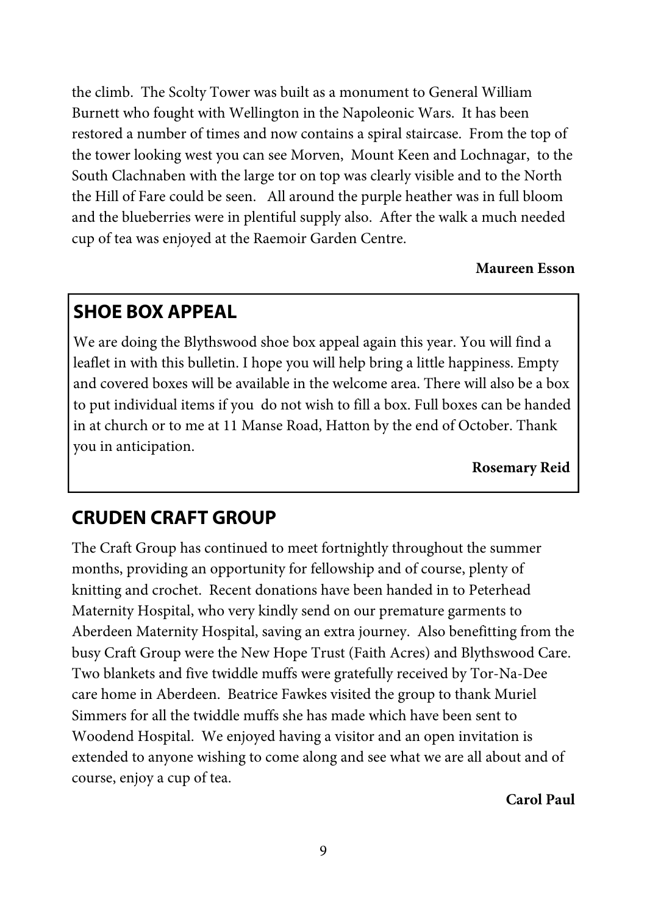the climb. The Scolty Tower was built as a monument to General William Burnett who fought with Wellington in the Napoleonic Wars. It has been restored a number of times and now contains a spiral staircase. From the top of the tower looking west you can see Morven, Mount Keen and Lochnagar, to the South Clachnaben with the large tor on top was clearly visible and to the North the Hill of Fare could be seen. All around the purple heather was in full bloom and the blueberries were in plentiful supply also. After the walk a much needed cup of tea was enjoyed at the Raemoir Garden Centre.

**Maureen Esson**

## SHOE BOX APPEAL

We are doing the Blythswood shoe box appeal again this year. You will find a leaflet in with this bulletin. I hope you will help bring a little happiness. Empty and covered boxes will be available in the welcome area. There will also be a box to put individual items if you do not wish to fill a box. Full boxes can be handed in at church or to me at 11 Manse Road, Hatton by the end of October. Thank you in anticipation.

**Rosemary Reid**

## CRUDEN CRAFT GROUP

The Craft Group has continued to meet fortnightly throughout the summer months, providing an opportunity for fellowship and of course, plenty of knitting and crochet. Recent donations have been handed in to Peterhead Maternity Hospital, who very kindly send on our premature garments to Aberdeen Maternity Hospital, saving an extra journey. Also benefitting from the busy Craft Group were the New Hope Trust (Faith Acres) and Blythswood Care. Two blankets and five twiddle muffs were gratefully received by Tor-Na-Dee care home in Aberdeen. Beatrice Fawkes visited the group to thank Muriel Simmers for all the twiddle muffs she has made which have been sent to Woodend Hospital. We enjoyed having a visitor and an open invitation is extended to anyone wishing to come along and see what we are all about and of course, enjoy a cup of tea.

**Carol Paul**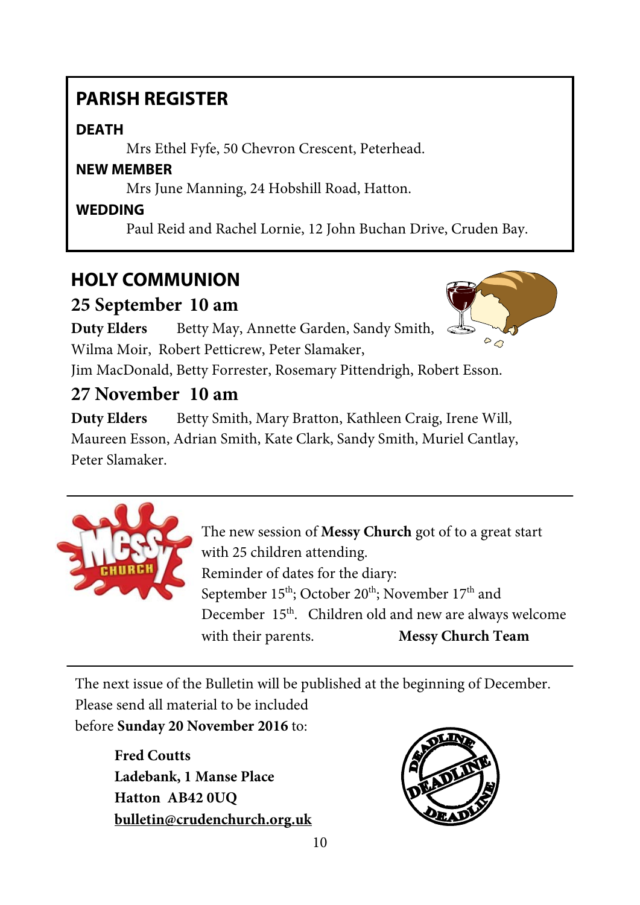## PARISH REGISTER

**DEATH**

Mrs Ethel Fyfe, 50 Chevron Crescent, Peterhead.

**NEW MEMBER**

Mrs June Manning, 24 Hobshill Road, Hatton.

**WEDDING**

Paul Reid and Rachel Lornie, 12 John Buchan Drive, Cruden Bay.

## HOLY COMMUNION

### 25 September 10 am

**Duty Elders** Betty May, Annette Garden, Sandy Smith, Wilma Moir, Robert Petticrew, Peter Slamaker, Jim MacDonald, Betty Forrester, Rosemary Pittendrigh, Robert Esson.

### 27 November 10 am

**Duty Elders** Betty Smith, Mary Bratton, Kathleen Craig, Irene Will, Maureen Esson, Adrian Smith, Kate Clark, Sandy Smith, Muriel Cantlay, Peter Slamaker.

---

The new session of **Messy Church** got of to a great start with 25 children attending.
Reminder of dates for the diary:
September 15th; October 20th; November 17th and December 15th. Children old and new are always welcome with their parents. **Messy Church Team**

---

The next issue of the Bulletin will be published at the beginning of December. Please send all material to be included before **Sunday 20 November 2016** to:

**Fred Coutts**
**Ladebank, 1 Manse Place**
**Hatton AB42 0UQ**
**bulletin@crudenchurch.org.uk**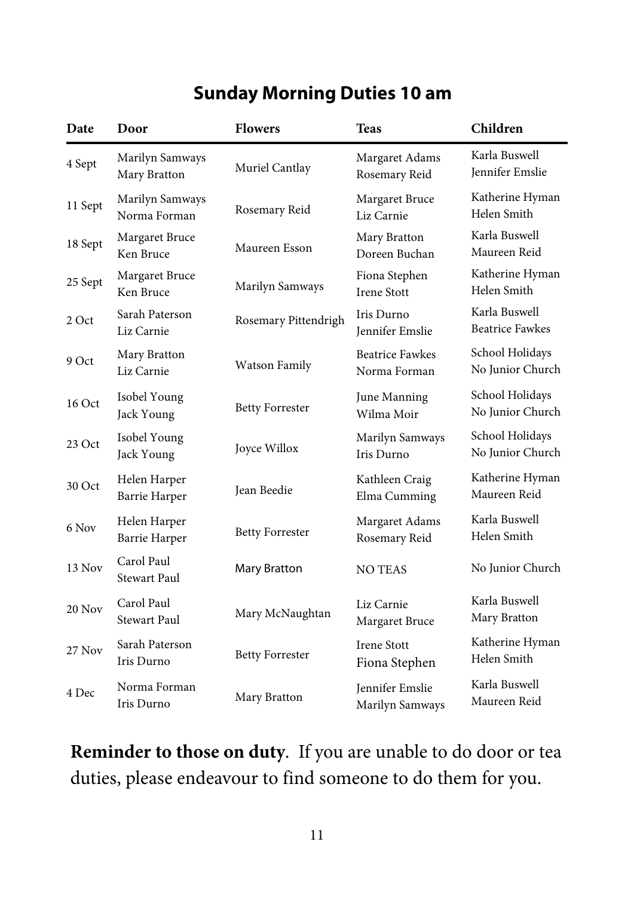## Sunday Morning Duties 10 am

| Date | Door | Flowers | Teas | Children |
|---|---|---|---|---|
| 4 Sept | Marilyn Samways<br>Mary Bratton | Muriel Cantlay | Margaret Adams<br>Rosemary Reid | Karla Buswell<br>Jennifer Emslie |
| 11 Sept | Marilyn Samways<br>Norma Forman | Rosemary Reid | Margaret Bruce<br>Liz Carnie | Katherine Hyman<br>Helen Smith |
| 18 Sept | Margaret Bruce<br>Ken Bruce | Maureen Esson | Mary Bratton<br>Doreen Buchan | Karla Buswell<br>Maureen Reid |
| 25 Sept | Margaret Bruce<br>Ken Bruce | Marilyn Samways | Fiona Stephen<br>Irene Stott | Katherine Hyman<br>Helen Smith |
| 2 Oct | Sarah Paterson<br>Liz Carnie | Rosemary Pittendrigh | Iris Durno<br>Jennifer Emslie | Karla Buswell<br>Beatrice Fawkes |
| 9 Oct | Mary Bratton<br>Liz Carnie | Watson Family | Beatrice Fawkes<br>Norma Forman | School Holidays<br>No Junior Church |
| 16 Oct | Isobel Young<br>Jack Young | Betty Forrester | June Manning<br>Wilma Moir | School Holidays<br>No Junior Church |
| 23 Oct | Isobel Young<br>Jack Young | Joyce Willox | Marilyn Samways<br>Iris Durno | School Holidays<br>No Junior Church |
| 30 Oct | Helen Harper<br>Barrie Harper | Jean Beedie | Kathleen Craig<br>Elma Cumming | Katherine Hyman<br>Maureen Reid |
| 6 Nov | Helen Harper<br>Barrie Harper | Betty Forrester | Margaret Adams<br>Rosemary Reid | Karla Buswell<br>Helen Smith |
| 13 Nov | Carol Paul<br>Stewart Paul | Mary Bratton | NO TEAS | No Junior Church |
| 20 Nov | Carol Paul<br>Stewart Paul | Mary McNaughtan | Liz Carnie<br>Margaret Bruce | Karla Buswell<br>Mary Bratton |
| 27 Nov | Sarah Paterson<br>Iris Durno | Betty Forrester | Irene Stott<br>Fiona Stephen | Katherine Hyman<br>Helen Smith |
| 4 Dec | Norma Forman<br>Iris Durno | Mary Bratton | Jennifer Emslie<br>Marilyn Samways | Karla Buswell<br>Maureen Reid |

**Reminder to those on duty**. If you are unable to do door or tea duties, please endeavour to find someone to do them for you.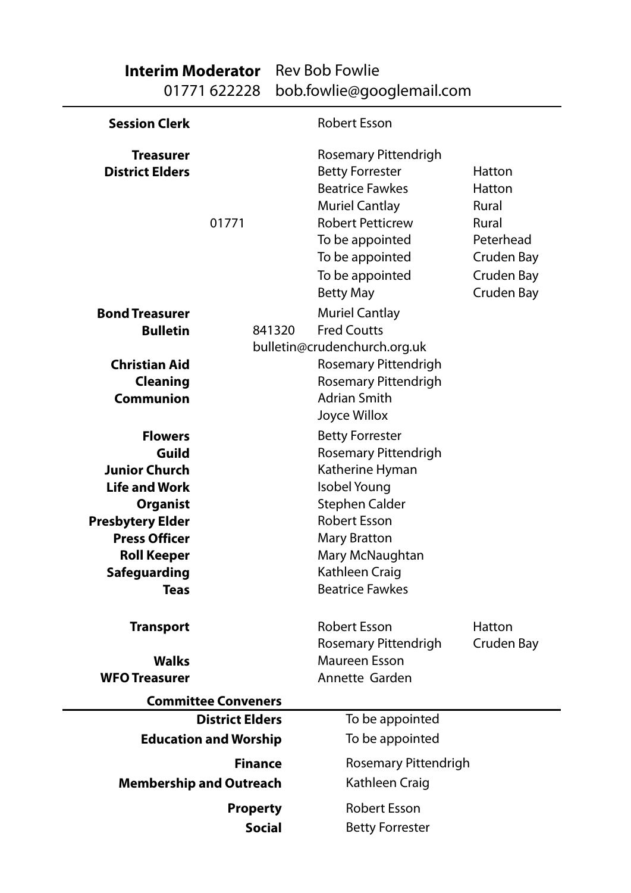**Interim Moderator** Rev Bob Fowlie
01771 622228 bob.fowlie@googlemail.com

| | | | |
|---|---|---|---|
| **Session Clerk** | | Robert Esson | |
| **Treasurer** | | Rosemary Pittendrigh | |
| **District Elders** | | Betty Forrester | Hatton |
| | | Beatrice Fawkes | Hatton |
| | | Muriel Cantlay | Rural |
| | 01771 | Robert Petticrew | Rural |
| | | To be appointed | Peterhead |
| | | To be appointed | Cruden Bay |
| | | To be appointed | Cruden Bay |
| | | Betty May | Cruden Bay |
| **Bond Treasurer** | | Muriel Cantlay | |
| **Bulletin** | 841320 | Fred Coutts | |
| | bulletin@crudenchurch.org.uk | | |
| **Christian Aid** | | Rosemary Pittendrigh | |
| **Cleaning** | | Rosemary Pittendrigh | |
| **Communion** | | Adrian Smith | |
| | | Joyce Willox | |
| **Flowers** | | Betty Forrester | |
| **Guild** | | Rosemary Pittendrigh | |
| **Junior Church** | | Katherine Hyman | |
| **Life and Work** | | Isobel Young | |
| **Organist** | | Stephen Calder | |
| **Presbytery Elder** | | Robert Esson | |
| **Press Officer** | | Mary Bratton | |
| **Roll Keeper** | | Mary McNaughtan | |
| **Safeguarding** | | Kathleen Craig | |
| **Teas** | | Beatrice Fawkes | |
| **Transport** | | Robert Esson | Hatton |
| | | Rosemary Pittendrigh | Cruden Bay |
| **Walks** | | Maureen Esson | |
| **WFO Treasurer** | | Annette Garden | |

## Committee Conveners

| | |
|---|---|
| **District Elders** | To be appointed |
| **Education and Worship** | To be appointed |
| **Finance** | Rosemary Pittendrigh |
| **Membership and Outreach** | Kathleen Craig |
| **Property** | Robert Esson |
| **Social** | Betty Forrester |